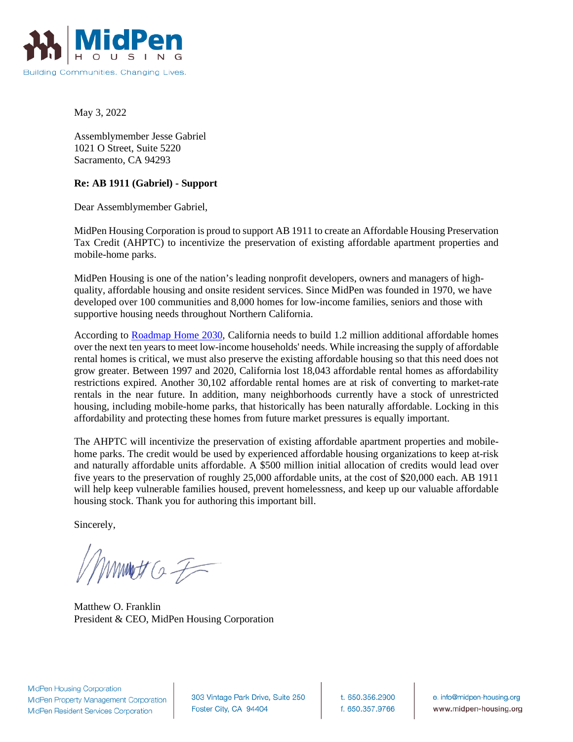MidPen HOUSING

Building Communities. Changing Lives.

May 3, 2022

Assemblymember Jesse Gabriel
1021 O Street, Suite 5220
Sacramento, CA 94293

**Re: AB 1911 (Gabriel) - Support**

Dear Assemblymember Gabriel,

MidPen Housing Corporation is proud to support AB 1911 to create an Affordable Housing Preservation Tax Credit (AHPTC) to incentivize the preservation of existing affordable apartment properties and mobile-home parks.

MidPen Housing is one of the nation's leading nonprofit developers, owners and managers of high-quality, affordable housing and onsite resident services. Since MidPen was founded in 1970, we have developed over 100 communities and 8,000 homes for low-income families, seniors and those with supportive housing needs throughout Northern California.

According to Roadmap Home 2030, California needs to build 1.2 million additional affordable homes over the next ten years to meet low-income households' needs. While increasing the supply of affordable rental homes is critical, we must also preserve the existing affordable housing so that this need does not grow greater. Between 1997 and 2020, California lost 18,043 affordable rental homes as affordability restrictions expired. Another 30,102 affordable rental homes are at risk of converting to market-rate rentals in the near future. In addition, many neighborhoods currently have a stock of unrestricted housing, including mobile-home parks, that historically has been naturally affordable. Locking in this affordability and protecting these homes from future market pressures is equally important.

The AHPTC will incentivize the preservation of existing affordable apartment properties and mobile-home parks. The credit would be used by experienced affordable housing organizations to keep at-risk and naturally affordable units affordable. A $500 million initial allocation of credits would lead over five years to the preservation of roughly 25,000 affordable units, at the cost of $20,000 each. AB 1911 will help keep vulnerable families housed, prevent homelessness, and keep up our valuable affordable housing stock. Thank you for authoring this important bill.

Sincerely,

Matthew O. Franklin
President & CEO, MidPen Housing Corporation

MidPen Housing Corporation
MidPen Property Management Corporation
MidPen Resident Services Corporation

303 Vintage Park Drive, Suite 250
Foster City, CA 94404

t. 650.356.2900
f. 650.357.9766

e. info@midpen-housing.org
www.midpen-housing.org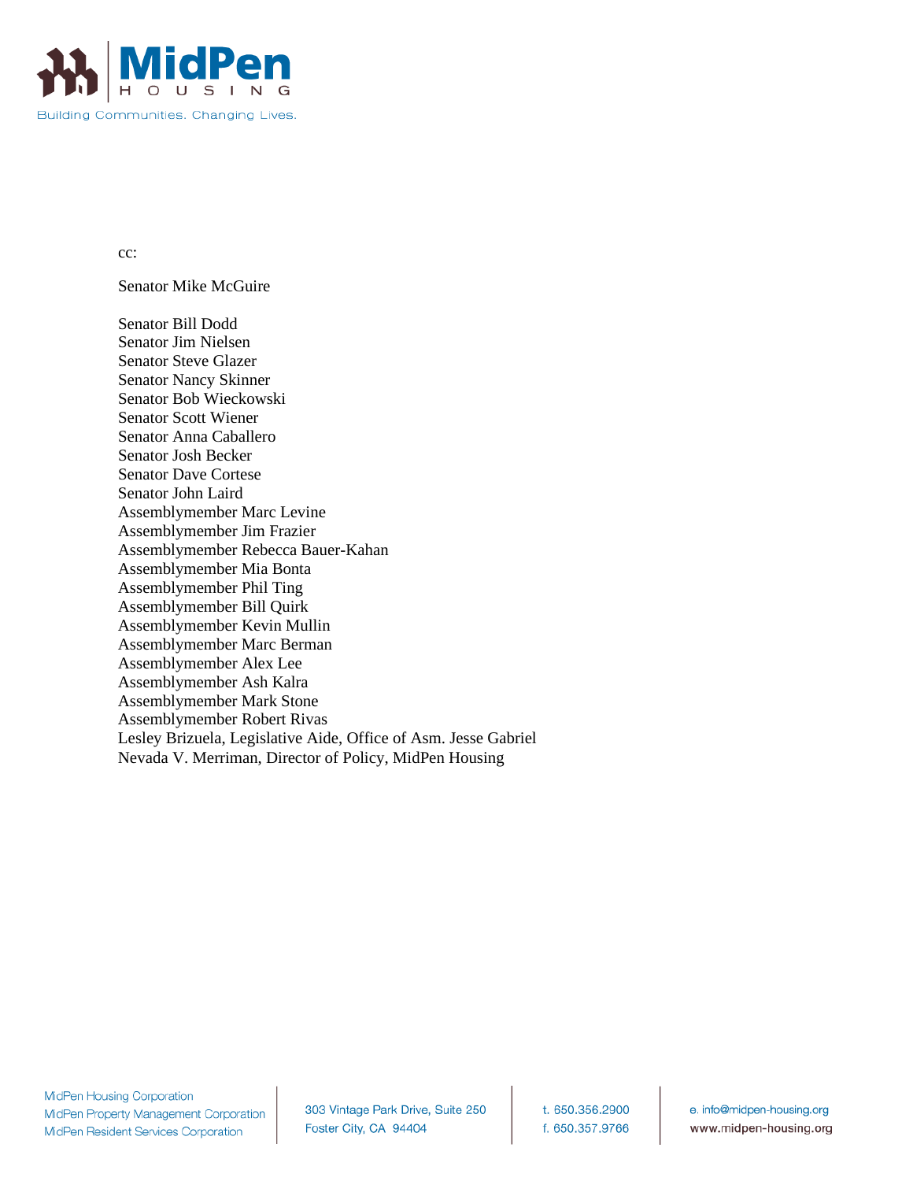cc:

Senator Mike McGuire

Senator Bill Dodd
Senator Jim Nielsen
Senator Steve Glazer
Senator Nancy Skinner
Senator Bob Wieckowski
Senator Scott Wiener
Senator Anna Caballero
Senator Josh Becker
Senator Dave Cortese
Senator John Laird
Assemblymember Marc Levine
Assemblymember Jim Frazier
Assemblymember Rebecca Bauer-Kahan
Assemblymember Mia Bonta
Assemblymember Phil Ting
Assemblymember Bill Quirk
Assemblymember Kevin Mullin
Assemblymember Marc Berman
Assemblymember Alex Lee
Assemblymember Ash Kalra
Assemblymember Mark Stone
Assemblymember Robert Rivas
Lesley Brizuela, Legislative Aide, Office of Asm. Jesse Gabriel
Nevada V. Merriman, Director of Policy, MidPen Housing